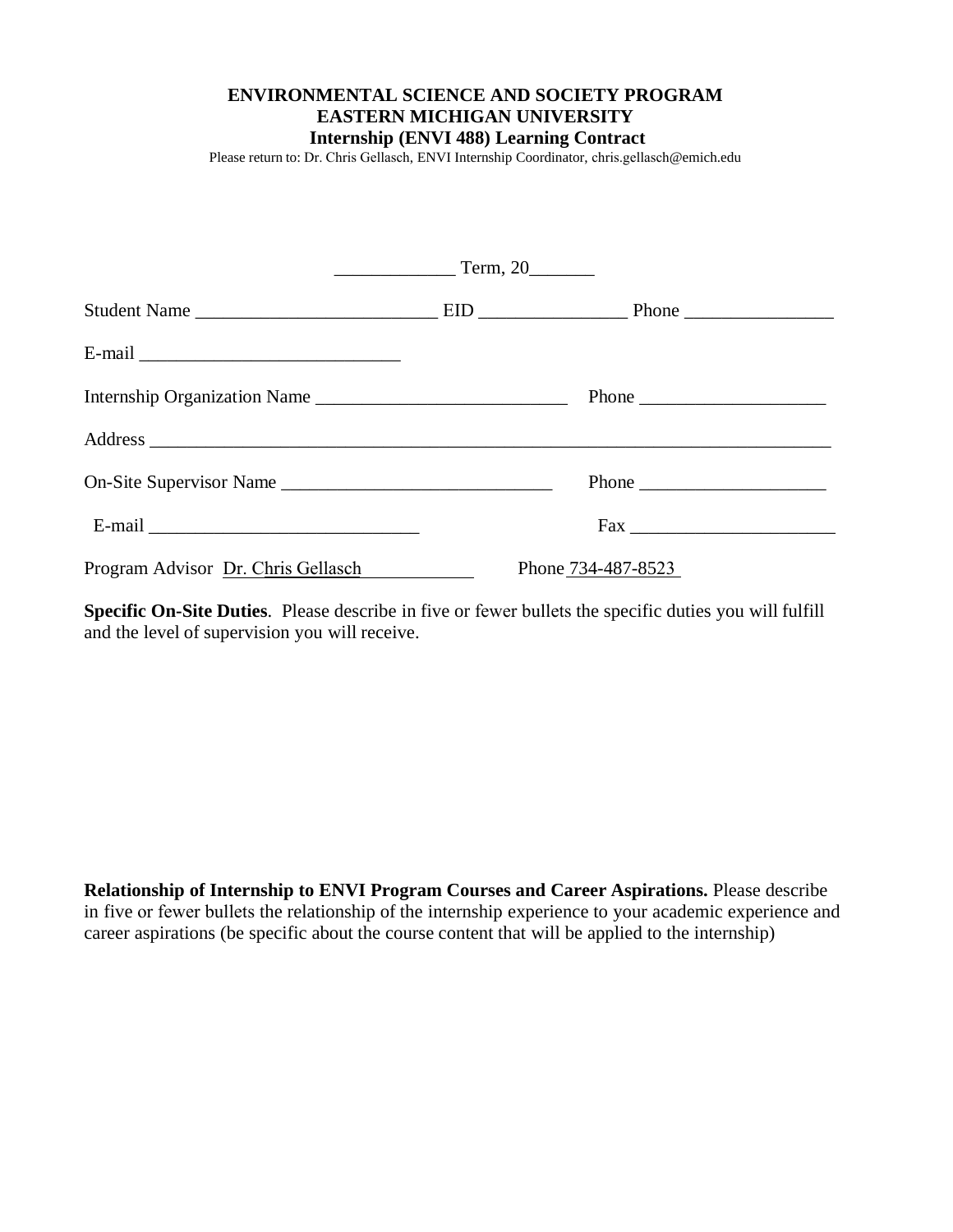**ENVIRONMENTAL SCIENCE AND SOCIETY PROGRAM**
**EASTERN MICHIGAN UNIVERSITY**
**Internship (ENVI 488) Learning Contract**

Please return to: Dr. Chris Gellasch, ENVI Internship Coordinator, chris.gellasch@emich.edu

_____________ Term, 20_______

Student Name __________________________ EID ________________ Phone ________________

E-mail ____________________________

Internship Organization Name ___________________________ Phone ____________________

Address __________________________________________________________________________

On-Site Supervisor Name _____________________________ Phone ____________________

E-mail _____________________________ Fax ______________________

Program Advisor Dr. Chris Gellasch____________ Phone 734-487-8523

**Specific On-Site Duties**. Please describe in five or fewer bullets the specific duties you will fulfill and the level of supervision you will receive.

**Relationship of Internship to ENVI Program Courses and Career Aspirations.** Please describe in five or fewer bullets the relationship of the internship experience to your academic experience and career aspirations (be specific about the course content that will be applied to the internship)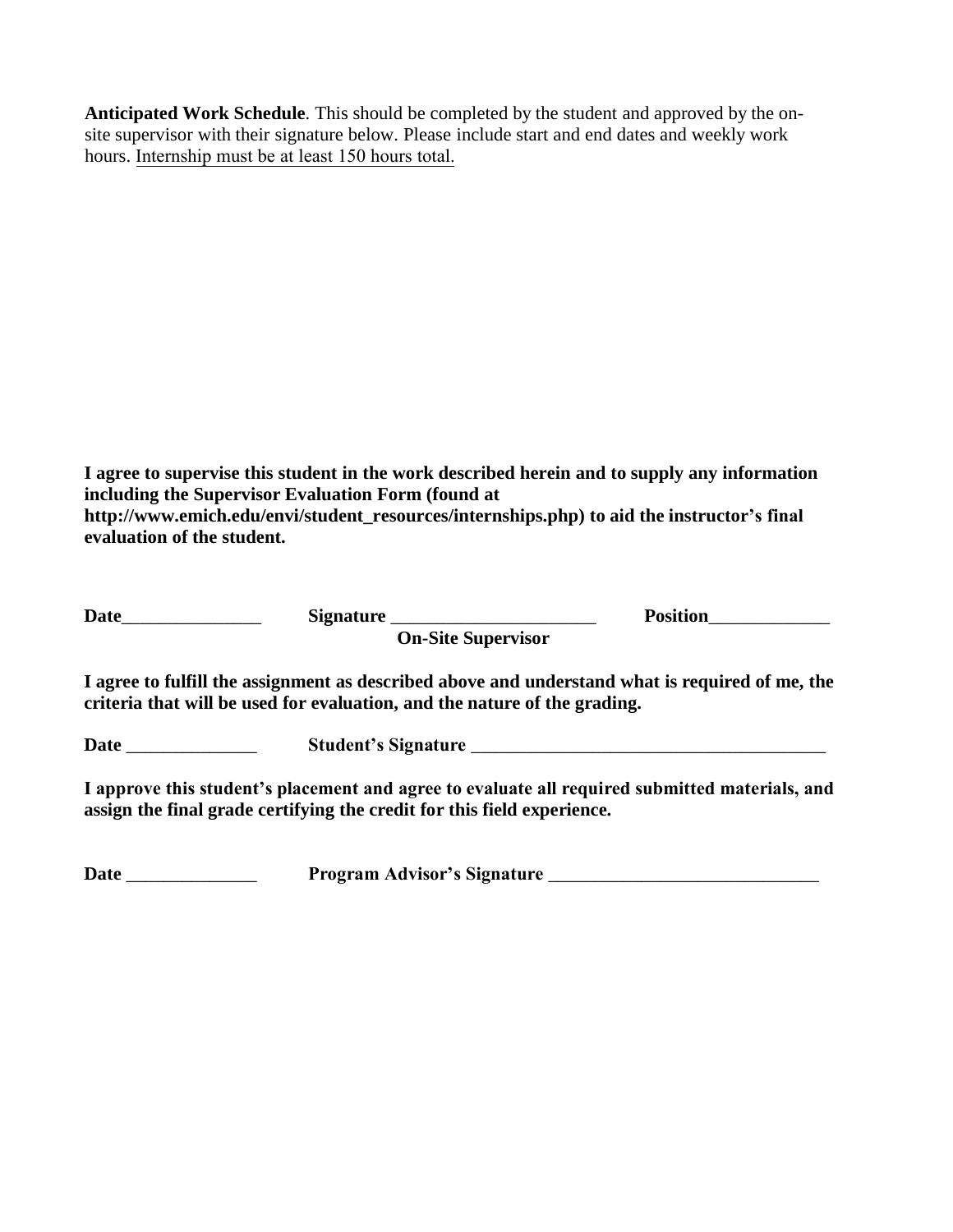**Anticipated Work Schedule**. This should be completed by the student and approved by the on-site supervisor with their signature below. Please include start and end dates and weekly work hours. Internship must be at least 150 hours total.

**I agree to supervise this student in the work described herein and to supply any information including the Supervisor Evaluation Form (found at http://www.emich.edu/envi/student_resources/internships.php) to aid the instructor's final evaluation of the student.**

**Date_______________ Signature ______________________ Position_____________**
**On-Site Supervisor**

**I agree to fulfill the assignment as described above and understand what is required of me, the criteria that will be used for evaluation, and the nature of the grading.**

**Date ______________ Student's Signature ______________________________________**

**I approve this student's placement and agree to evaluate all required submitted materials, and assign the final grade certifying the credit for this field experience.**

**Date ______________ Program Advisor's Signature _____________________________**